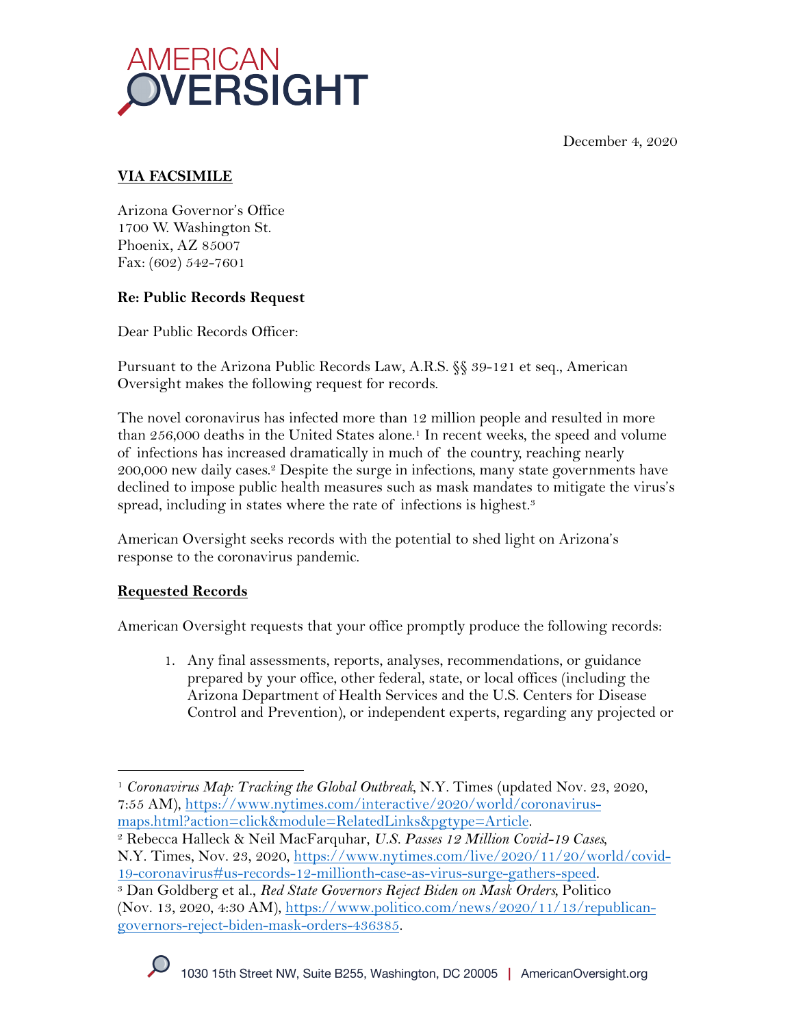AMERICAN OVERSIGHT

December 4, 2020

**VIA FACSIMILE**

Arizona Governor's Office
1700 W. Washington St.
Phoenix, AZ 85007
Fax: (602) 542-7601

**Re: Public Records Request**

Dear Public Records Officer:

Pursuant to the Arizona Public Records Law, A.R.S. §§ 39-121 et seq., American Oversight makes the following request for records.

The novel coronavirus has infected more than 12 million people and resulted in more than 256,000 deaths in the United States alone.[1] In recent weeks, the speed and volume of infections has increased dramatically in much of the country, reaching nearly 200,000 new daily cases.[2] Despite the surge in infections, many state governments have declined to impose public health measures such as mask mandates to mitigate the virus's spread, including in states where the rate of infections is highest.[3]

American Oversight seeks records with the potential to shed light on Arizona's response to the coronavirus pandemic.

**Requested Records**

American Oversight requests that your office promptly produce the following records:

1. Any final assessments, reports, analyses, recommendations, or guidance prepared by your office, other federal, state, or local offices (including the Arizona Department of Health Services and the U.S. Centers for Disease Control and Prevention), or independent experts, regarding any projected or

---

[1] *Coronavirus Map: Tracking the Global Outbreak*, N.Y. Times (updated Nov. 23, 2020, 7:55 AM), https://www.nytimes.com/interactive/2020/world/coronavirus-maps.html?action=click&module=RelatedLinks&pgtype=Article.

[2] Rebecca Halleck & Neil MacFarquhar, *U.S. Passes 12 Million Covid-19 Cases*, N.Y. Times, Nov. 23, 2020, https://www.nytimes.com/live/2020/11/20/world/covid-19-coronavirus#us-records-12-millionth-case-as-virus-surge-gathers-speed.

[3] Dan Goldberg et al., *Red State Governors Reject Biden on Mask Orders*, Politico (Nov. 13, 2020, 4:30 AM), https://www.politico.com/news/2020/11/13/republican-governors-reject-biden-mask-orders-436385.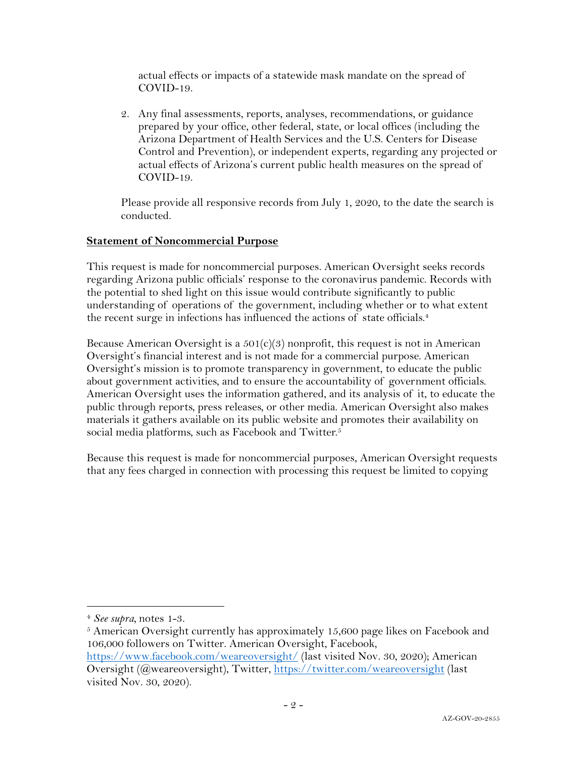actual effects or impacts of a statewide mask mandate on the spread of COVID-19.

2. Any final assessments, reports, analyses, recommendations, or guidance prepared by your office, other federal, state, or local offices (including the Arizona Department of Health Services and the U.S. Centers for Disease Control and Prevention), or independent experts, regarding any projected or actual effects of Arizona's current public health measures on the spread of COVID-19.

Please provide all responsive records from July 1, 2020, to the date the search is conducted.

**Statement of Noncommercial Purpose**

This request is made for noncommercial purposes. American Oversight seeks records regarding Arizona public officials' response to the coronavirus pandemic. Records with the potential to shed light on this issue would contribute significantly to public understanding of operations of the government, including whether or to what extent the recent surge in infections has influenced the actions of state officials.[4]

Because American Oversight is a 501(c)(3) nonprofit, this request is not in American Oversight's financial interest and is not made for a commercial purpose. American Oversight's mission is to promote transparency in government, to educate the public about government activities, and to ensure the accountability of government officials. American Oversight uses the information gathered, and its analysis of it, to educate the public through reports, press releases, or other media. American Oversight also makes materials it gathers available on its public website and promotes their availability on social media platforms, such as Facebook and Twitter.[5]

Because this request is made for noncommercial purposes, American Oversight requests that any fees charged in connection with processing this request be limited to copying

---

[4] *See supra*, notes 1-3.

[5] American Oversight currently has approximately 15,600 page likes on Facebook and 106,000 followers on Twitter. American Oversight, Facebook, https://www.facebook.com/weareoversight/ (last visited Nov. 30, 2020); American Oversight (@weareoversight), Twitter, https://twitter.com/weareoversight (last visited Nov. 30, 2020).

AZ-GOV-20-2855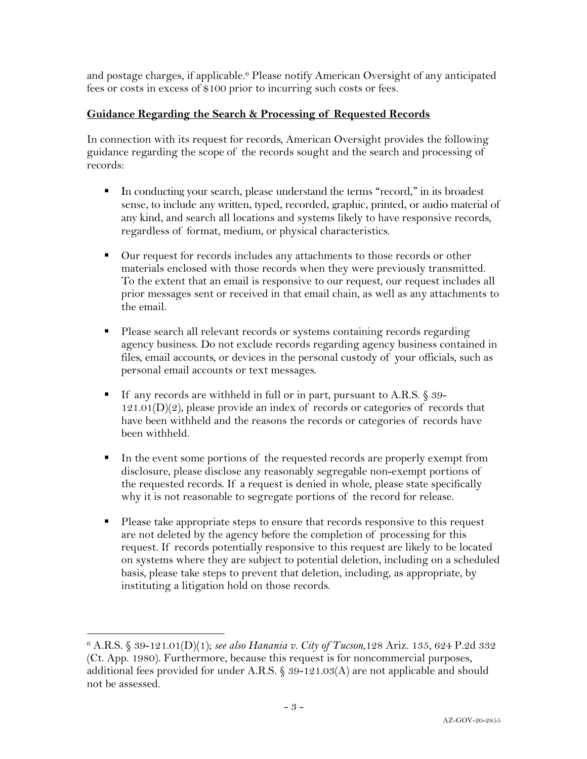and postage charges, if applicable.[6] Please notify American Oversight of any anticipated fees or costs in excess of $100 prior to incurring such costs or fees.

**Guidance Regarding the Search & Processing of Requested Records**

In connection with its request for records, American Oversight provides the following guidance regarding the scope of the records sought and the search and processing of records:

- In conducting your search, please understand the terms "record," in its broadest sense, to include any written, typed, recorded, graphic, printed, or audio material of any kind, and search all locations and systems likely to have responsive records, regardless of format, medium, or physical characteristics.

- Our request for records includes any attachments to those records or other materials enclosed with those records when they were previously transmitted. To the extent that an email is responsive to our request, our request includes all prior messages sent or received in that email chain, as well as any attachments to the email.

- Please search all relevant records or systems containing records regarding agency business. Do not exclude records regarding agency business contained in files, email accounts, or devices in the personal custody of your officials, such as personal email accounts or text messages.

- If any records are withheld in full or in part, pursuant to A.R.S. § 39-121.01(D)(2), please provide an index of records or categories of records that have been withheld and the reasons the records or categories of records have been withheld.

- In the event some portions of the requested records are properly exempt from disclosure, please disclose any reasonably segregable non-exempt portions of the requested records. If a request is denied in whole, please state specifically why it is not reasonable to segregate portions of the record for release.

- Please take appropriate steps to ensure that records responsive to this request are not deleted by the agency before the completion of processing for this request. If records potentially responsive to this request are likely to be located on systems where they are subject to potential deletion, including on a scheduled basis, please take steps to prevent that deletion, including, as appropriate, by instituting a litigation hold on those records.

---

[6] A.R.S. § 39-121.01(D)(1); *see also Hanania v. City of Tucson*, 128 Ariz. 135, 624 P.2d 332 (Ct. App. 1980). Furthermore, because this request is for noncommercial purposes, additional fees provided for under A.R.S. § 39-121.03(A) are not applicable and should not be assessed.

AZ-GOV-20-2855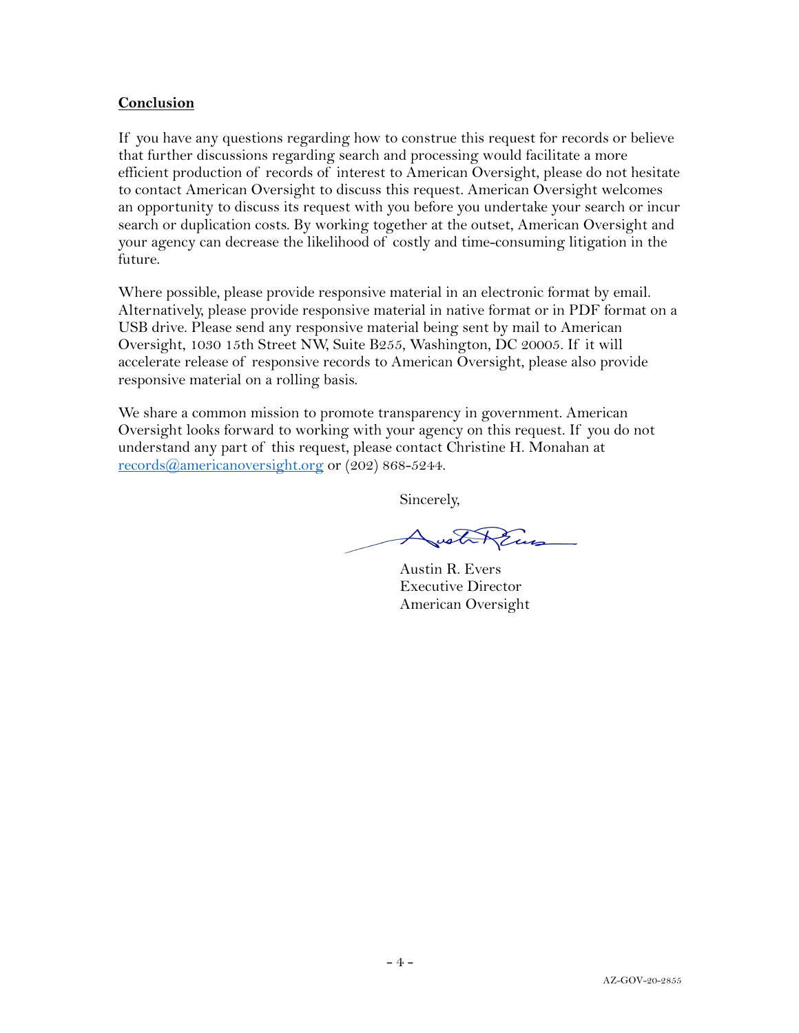**Conclusion**

If you have any questions regarding how to construe this request for records or believe that further discussions regarding search and processing would facilitate a more efficient production of records of interest to American Oversight, please do not hesitate to contact American Oversight to discuss this request. American Oversight welcomes an opportunity to discuss its request with you before you undertake your search or incur search or duplication costs. By working together at the outset, American Oversight and your agency can decrease the likelihood of costly and time-consuming litigation in the future.

Where possible, please provide responsive material in an electronic format by email. Alternatively, please provide responsive material in native format or in PDF format on a USB drive. Please send any responsive material being sent by mail to American Oversight, 1030 15th Street NW, Suite B255, Washington, DC 20005. If it will accelerate release of responsive records to American Oversight, please also provide responsive material on a rolling basis.

We share a common mission to promote transparency in government. American Oversight looks forward to working with your agency on this request. If you do not understand any part of this request, please contact Christine H. Monahan at records@americanoversight.org or (202) 868-5244.

Sincerely,

Austin R. Evers
Executive Director
American Oversight

AZ-GOV-20-2855